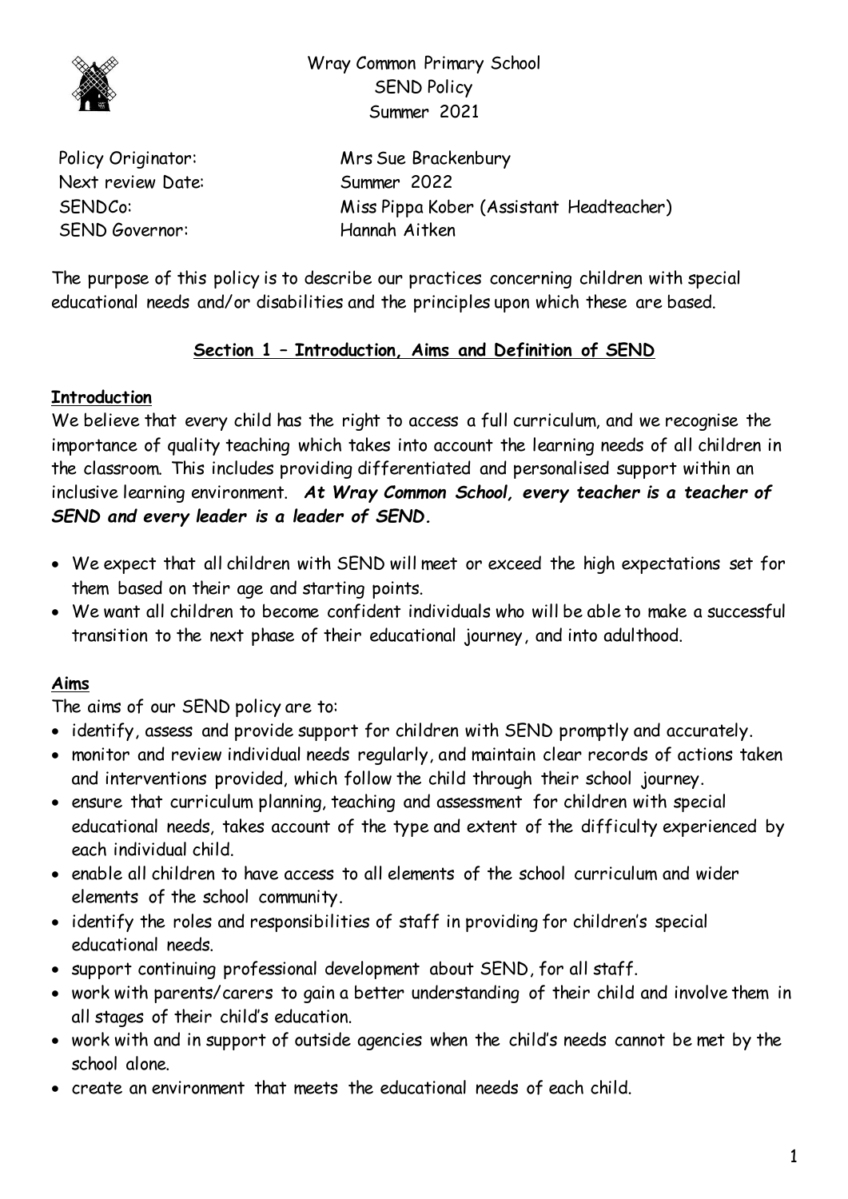# Wray Common Primary School
## SEND Policy
### Summer 2021

| | |
|---|---|
| Policy Originator: | Mrs Sue Brackenbury |
| Next review Date: | Summer 2022 |
| SENDCo: | Miss Pippa Kober (Assistant Headteacher) |
| SEND Governor: | Hannah Aitken |

The purpose of this policy is to describe our practices concerning children with special educational needs and/or disabilities and the principles upon which these are based.

## Section 1 – Introduction, Aims and Definition of SEND

### Introduction

We believe that every child has the right to access a full curriculum, and we recognise the importance of quality teaching which takes into account the learning needs of all children in the classroom. This includes providing differentiated and personalised support within an inclusive learning environment. ***At Wray Common School, every teacher is a teacher of SEND and every leader is a leader of SEND.***

- We expect that all children with SEND will meet or exceed the high expectations set for them based on their age and starting points.
- We want all children to become confident individuals who will be able to make a successful transition to the next phase of their educational journey, and into adulthood.

### Aims

The aims of our SEND policy are to:

- identify, assess and provide support for children with SEND promptly and accurately.
- monitor and review individual needs regularly, and maintain clear records of actions taken and interventions provided, which follow the child through their school journey.
- ensure that curriculum planning, teaching and assessment for children with special educational needs, takes account of the type and extent of the difficulty experienced by each individual child.
- enable all children to have access to all elements of the school curriculum and wider elements of the school community.
- identify the roles and responsibilities of staff in providing for children's special educational needs.
- support continuing professional development about SEND, for all staff.
- work with parents/carers to gain a better understanding of their child and involve them in all stages of their child's education.
- work with and in support of outside agencies when the child's needs cannot be met by the school alone.
- create an environment that meets the educational needs of each child.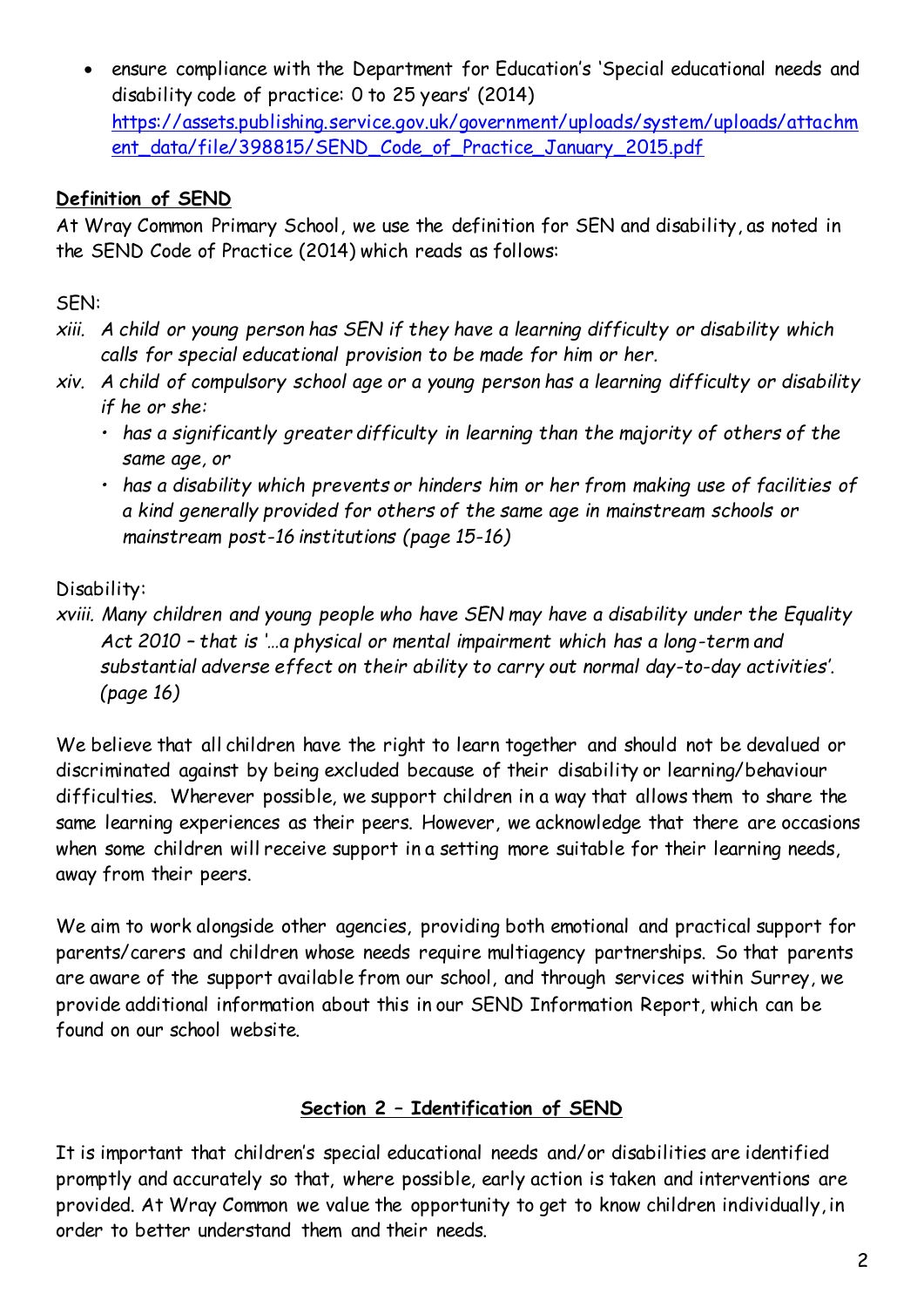- ensure compliance with the Department for Education's 'Special educational needs and disability code of practice: 0 to 25 years' (2014) [https://assets.publishing.service.gov.uk/government/uploads/system/uploads/attachment_data/file/398815/SEND_Code_of_Practice_January_2015.pdf](https://assets.publishing.service.gov.uk/government/uploads/system/uploads/attachment_data/file/398815/SEND_Code_of_Practice_January_2015.pdf)

**Definition of SEND**

At Wray Common Primary School, we use the definition for SEN and disability, as noted in the SEND Code of Practice (2014) which reads as follows:

SEN:

*xiii. A child or young person has SEN if they have a learning difficulty or disability which calls for special educational provision to be made for him or her.*

*xiv. A child of compulsory school age or a young person has a learning difficulty or disability if he or she:*

- *has a significantly greater difficulty in learning than the majority of others of the same age, or*
- *has a disability which prevents or hinders him or her from making use of facilities of a kind generally provided for others of the same age in mainstream schools or mainstream post-16 institutions (page 15-16)*

Disability:

*xviii. Many children and young people who have SEN may have a disability under the Equality Act 2010 – that is '…a physical or mental impairment which has a long-term and substantial adverse effect on their ability to carry out normal day-to-day activities'. (page 16)*

We believe that all children have the right to learn together and should not be devalued or discriminated against by being excluded because of their disability or learning/behaviour difficulties. Wherever possible, we support children in a way that allows them to share the same learning experiences as their peers. However, we acknowledge that there are occasions when some children will receive support in a setting more suitable for their learning needs, away from their peers.

We aim to work alongside other agencies, providing both emotional and practical support for parents/carers and children whose needs require multiagency partnerships. So that parents are aware of the support available from our school, and through services within Surrey, we provide additional information about this in our SEND Information Report, which can be found on our school website.

## Section 2 – Identification of SEND

It is important that children's special educational needs and/or disabilities are identified promptly and accurately so that, where possible, early action is taken and interventions are provided. At Wray Common we value the opportunity to get to know children individually, in order to better understand them and their needs.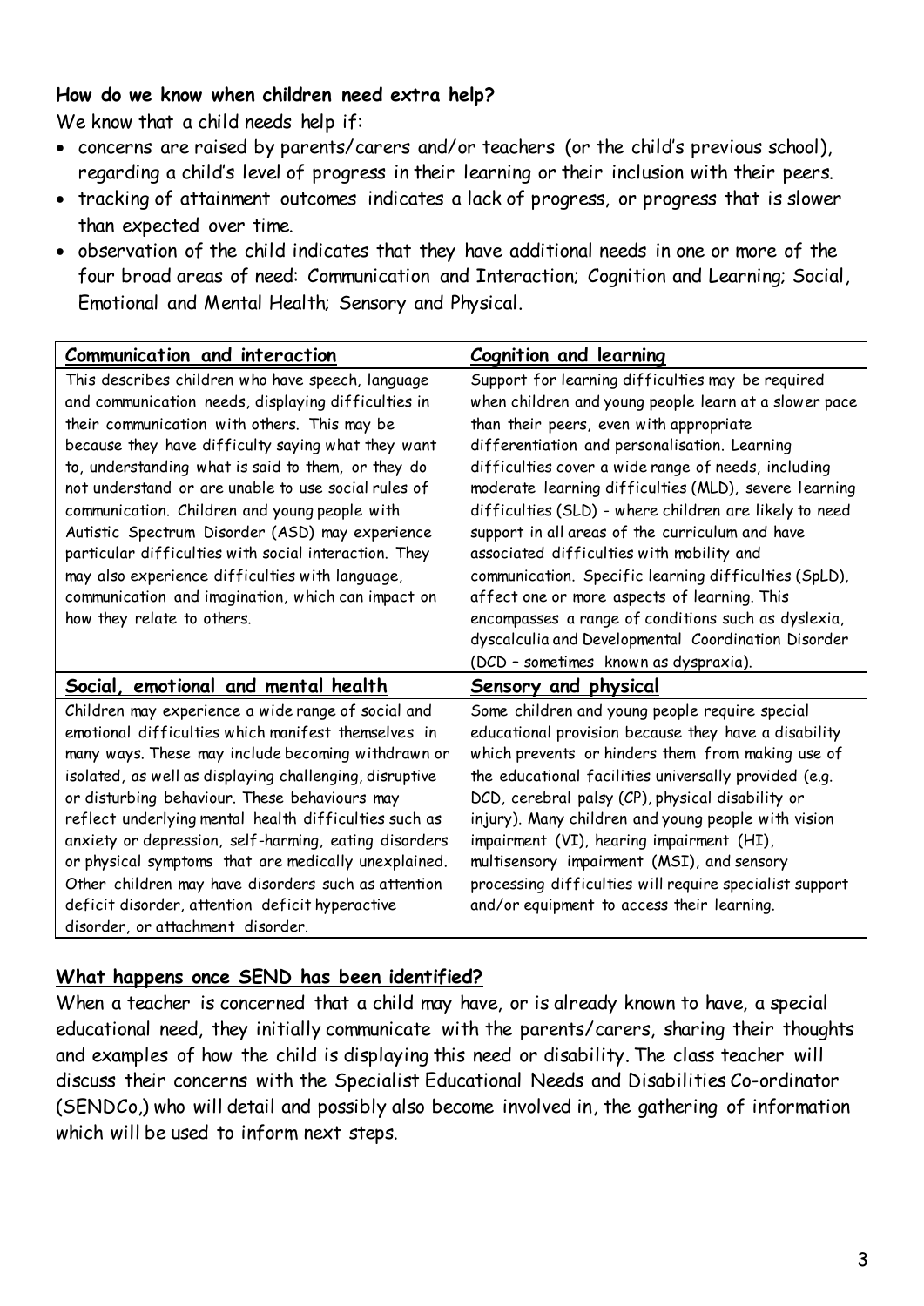## How do we know when children need extra help?

We know that a child needs help if:

- concerns are raised by parents/carers and/or teachers (or the child's previous school), regarding a child's level of progress in their learning or their inclusion with their peers.
- tracking of attainment outcomes indicates a lack of progress, or progress that is slower than expected over time.
- observation of the child indicates that they have additional needs in one or more of the four broad areas of need: Communication and Interaction; Cognition and Learning; Social, Emotional and Mental Health; Sensory and Physical.

| Communication and interaction | Cognition and learning |
| --- | --- |
| This describes children who have speech, language and communication needs, displaying difficulties in their communication with others. This may be because they have difficulty saying what they want to, understanding what is said to them, or they do not understand or are unable to use social rules of communication. Children and young people with Autistic Spectrum Disorder (ASD) may experience particular difficulties with social interaction. They may also experience difficulties with language, communication and imagination, which can impact on how they relate to others. | Support for learning difficulties may be required when children and young people learn at a slower pace than their peers, even with appropriate differentiation and personalisation. Learning difficulties cover a wide range of needs, including moderate learning difficulties (MLD), severe learning difficulties (SLD) - where children are likely to need support in all areas of the curriculum and have associated difficulties with mobility and communication. Specific learning difficulties (SpLD), affect one or more aspects of learning. This encompasses a range of conditions such as dyslexia, dyscalculia and Developmental Coordination Disorder (DCD – sometimes known as dyspraxia). |
| **Social, emotional and mental health** | **Sensory and physical** |
| Children may experience a wide range of social and emotional difficulties which manifest themselves in many ways. These may include becoming withdrawn or isolated, as well as displaying challenging, disruptive or disturbing behaviour. These behaviours may reflect underlying mental health difficulties such as anxiety or depression, self-harming, eating disorders or physical symptoms that are medically unexplained. Other children may have disorders such as attention deficit disorder, attention deficit hyperactive disorder, or attachment disorder. | Some children and young people require special educational provision because they have a disability which prevents or hinders them from making use of the educational facilities universally provided (e.g. DCD, cerebral palsy (CP), physical disability or injury). Many children and young people with vision impairment (VI), hearing impairment (HI), multisensory impairment (MSI), and sensory processing difficulties will require specialist support and/or equipment to access their learning. |

## What happens once SEND has been identified?

When a teacher is concerned that a child may have, or is already known to have, a special educational need, they initially communicate with the parents/carers, sharing their thoughts and examples of how the child is displaying this need or disability. The class teacher will discuss their concerns with the Specialist Educational Needs and Disabilities Co-ordinator (SENDCo,) who will detail and possibly also become involved in, the gathering of information which will be used to inform next steps.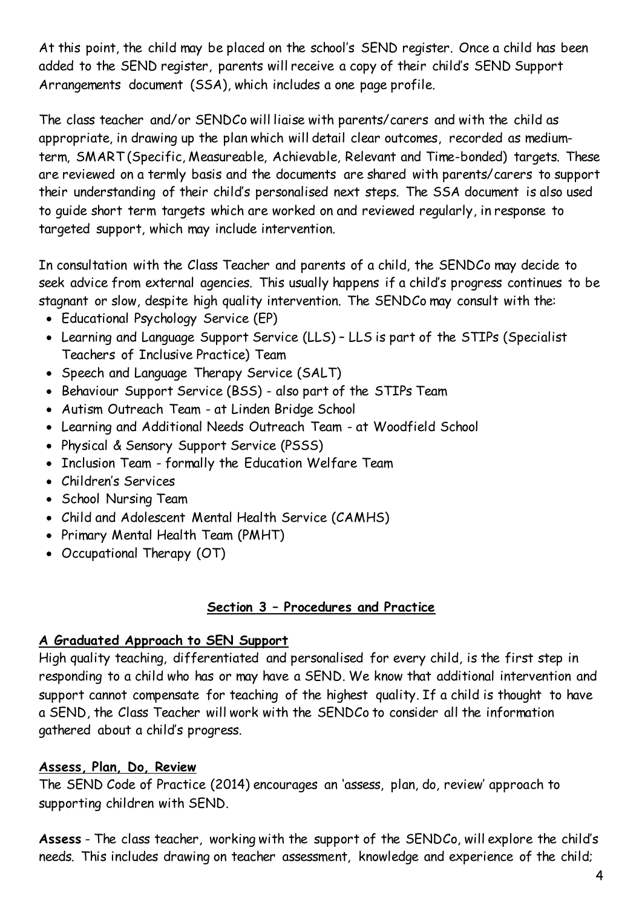At this point, the child may be placed on the school's SEND register. Once a child has been added to the SEND register, parents will receive a copy of their child's SEND Support Arrangements document (SSA), which includes a one page profile.

The class teacher and/or SENDCo will liaise with parents/carers and with the child as appropriate, in drawing up the plan which will detail clear outcomes, recorded as medium-term, SMART (Specific, Measureable, Achievable, Relevant and Time-bonded) targets. These are reviewed on a termly basis and the documents are shared with parents/carers to support their understanding of their child's personalised next steps. The SSA document is also used to guide short term targets which are worked on and reviewed regularly, in response to targeted support, which may include intervention.

In consultation with the Class Teacher and parents of a child, the SENDCo may decide to seek advice from external agencies. This usually happens if a child's progress continues to be stagnant or slow, despite high quality intervention. The SENDCo may consult with the:

- Educational Psychology Service (EP)
- Learning and Language Support Service (LLS) – LLS is part of the STIPs (Specialist Teachers of Inclusive Practice) Team
- Speech and Language Therapy Service (SALT)
- Behaviour Support Service (BSS) - also part of the STIPs Team
- Autism Outreach Team - at Linden Bridge School
- Learning and Additional Needs Outreach Team - at Woodfield School
- Physical & Sensory Support Service (PSSS)
- Inclusion Team - formally the Education Welfare Team
- Children's Services
- School Nursing Team
- Child and Adolescent Mental Health Service (CAMHS)
- Primary Mental Health Team (PMHT)
- Occupational Therapy (OT)

## Section 3 – Procedures and Practice

### A Graduated Approach to SEN Support

High quality teaching, differentiated and personalised for every child, is the first step in responding to a child who has or may have a SEND. We know that additional intervention and support cannot compensate for teaching of the highest quality. If a child is thought to have a SEND, the Class Teacher will work with the SENDCo to consider all the information gathered about a child's progress.

### Assess, Plan, Do, Review

The SEND Code of Practice (2014) encourages an 'assess, plan, do, review' approach to supporting children with SEND.

**Assess** - The class teacher, working with the support of the SENDCo, will explore the child's needs. This includes drawing on teacher assessment, knowledge and experience of the child;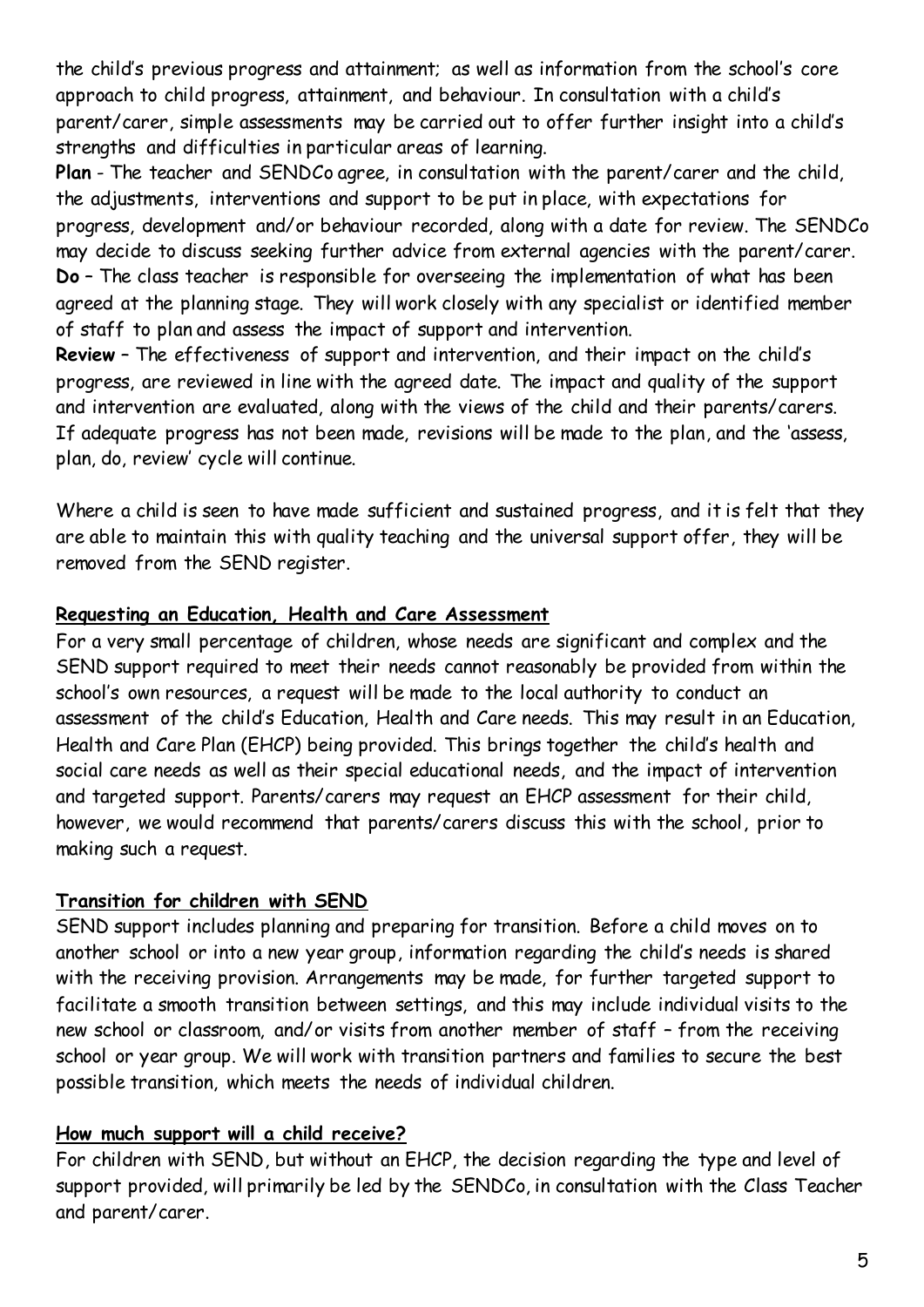the child's previous progress and attainment; as well as information from the school's core approach to child progress, attainment, and behaviour. In consultation with a child's parent/carer, simple assessments may be carried out to offer further insight into a child's strengths and difficulties in particular areas of learning.

**Plan** - The teacher and SENDCo agree, in consultation with the parent/carer and the child, the adjustments, interventions and support to be put in place, with expectations for progress, development and/or behaviour recorded, along with a date for review. The SENDCo may decide to discuss seeking further advice from external agencies with the parent/carer.

**Do** – The class teacher is responsible for overseeing the implementation of what has been agreed at the planning stage. They will work closely with any specialist or identified member of staff to plan and assess the impact of support and intervention.

**Review** – The effectiveness of support and intervention, and their impact on the child's progress, are reviewed in line with the agreed date. The impact and quality of the support and intervention are evaluated, along with the views of the child and their parents/carers. If adequate progress has not been made, revisions will be made to the plan, and the 'assess, plan, do, review' cycle will continue.

Where a child is seen to have made sufficient and sustained progress, and it is felt that they are able to maintain this with quality teaching and the universal support offer, they will be removed from the SEND register.

## Requesting an Education, Health and Care Assessment

For a very small percentage of children, whose needs are significant and complex and the SEND support required to meet their needs cannot reasonably be provided from within the school's own resources, a request will be made to the local authority to conduct an assessment of the child's Education, Health and Care needs. This may result in an Education, Health and Care Plan (EHCP) being provided. This brings together the child's health and social care needs as well as their special educational needs, and the impact of intervention and targeted support. Parents/carers may request an EHCP assessment for their child, however, we would recommend that parents/carers discuss this with the school, prior to making such a request.

## Transition for children with SEND

SEND support includes planning and preparing for transition. Before a child moves on to another school or into a new year group, information regarding the child's needs is shared with the receiving provision. Arrangements may be made, for further targeted support to facilitate a smooth transition between settings, and this may include individual visits to the new school or classroom, and/or visits from another member of staff – from the receiving school or year group. We will work with transition partners and families to secure the best possible transition, which meets the needs of individual children.

## How much support will a child receive?

For children with SEND, but without an EHCP, the decision regarding the type and level of support provided, will primarily be led by the SENDCo, in consultation with the Class Teacher and parent/carer.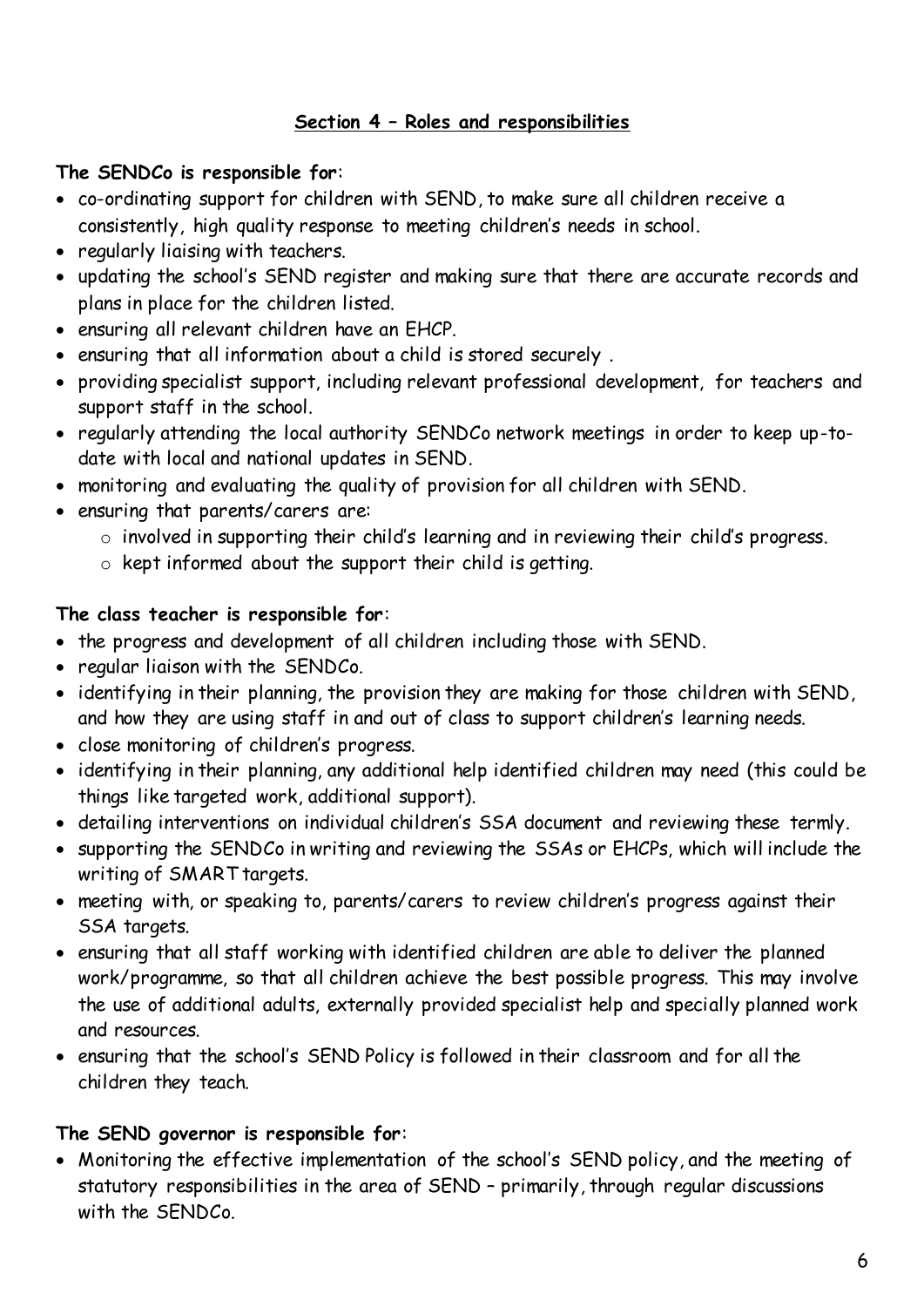## Section 4 – Roles and responsibilities

**The SENDCo is responsible for**:

- co-ordinating support for children with SEND, to make sure all children receive a consistently, high quality response to meeting children's needs in school.
- regularly liaising with teachers.
- updating the school's SEND register and making sure that there are accurate records and plans in place for the children listed.
- ensuring all relevant children have an EHCP.
- ensuring that all information about a child is stored securely .
- providing specialist support, including relevant professional development, for teachers and support staff in the school.
- regularly attending the local authority SENDCo network meetings in order to keep up-to-date with local and national updates in SEND.
- monitoring and evaluating the quality of provision for all children with SEND.
- ensuring that parents/carers are:
  - involved in supporting their child's learning and in reviewing their child's progress.
  - kept informed about the support their child is getting.

**The class teacher is responsible for**:

- the progress and development of all children including those with SEND.
- regular liaison with the SENDCo.
- identifying in their planning, the provision they are making for those children with SEND, and how they are using staff in and out of class to support children's learning needs.
- close monitoring of children's progress.
- identifying in their planning, any additional help identified children may need (this could be things like targeted work, additional support).
- detailing interventions on individual children's SSA document and reviewing these termly.
- supporting the SENDCo in writing and reviewing the SSAs or EHCPs, which will include the writing of SMART targets.
- meeting with, or speaking to, parents/carers to review children's progress against their SSA targets.
- ensuring that all staff working with identified children are able to deliver the planned work/programme, so that all children achieve the best possible progress. This may involve the use of additional adults, externally provided specialist help and specially planned work and resources.
- ensuring that the school's SEND Policy is followed in their classroom and for all the children they teach.

**The SEND governor is responsible for**:

- Monitoring the effective implementation of the school's SEND policy, and the meeting of statutory responsibilities in the area of SEND – primarily, through regular discussions with the SENDCo.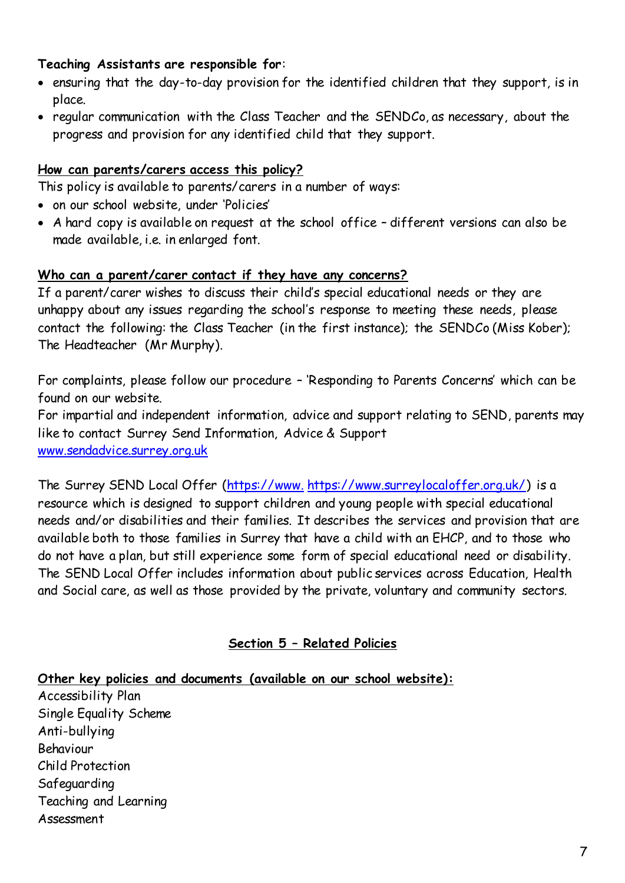**Teaching Assistants are responsible for**:

- ensuring that the day-to-day provision for the identified children that they support, is in place.
- regular communication with the Class Teacher and the SENDCo, as necessary, about the progress and provision for any identified child that they support.

**How can parents/carers access this policy?**

This policy is available to parents/carers in a number of ways:

- on our school website, under 'Policies'
- A hard copy is available on request at the school office – different versions can also be made available, i.e. in enlarged font.

**Who can a parent/carer contact if they have any concerns?**

If a parent/carer wishes to discuss their child's special educational needs or they are unhappy about any issues regarding the school's response to meeting these needs, please contact the following: the Class Teacher (in the first instance); the SENDCo (Miss Kober); The Headteacher (Mr Murphy).

For complaints, please follow our procedure – 'Responding to Parents Concerns' which can be found on our website.

For impartial and independent information, advice and support relating to SEND, parents may like to contact Surrey Send Information, Advice & Support
www.sendadvice.surrey.org.uk

The Surrey SEND Local Offer (https://www. https://www.surreylocaloffer.org.uk/) is a resource which is designed to support children and young people with special educational needs and/or disabilities and their families. It describes the services and provision that are available both to those families in Surrey that have a child with an EHCP, and to those who do not have a plan, but still experience some form of special educational need or disability. The SEND Local Offer includes information about public services across Education, Health and Social care, as well as those provided by the private, voluntary and community sectors.

## Section 5 – Related Policies

**Other key policies and documents (available on our school website):**

Accessibility Plan
Single Equality Scheme
Anti-bullying
Behaviour
Child Protection
Safeguarding
Teaching and Learning
Assessment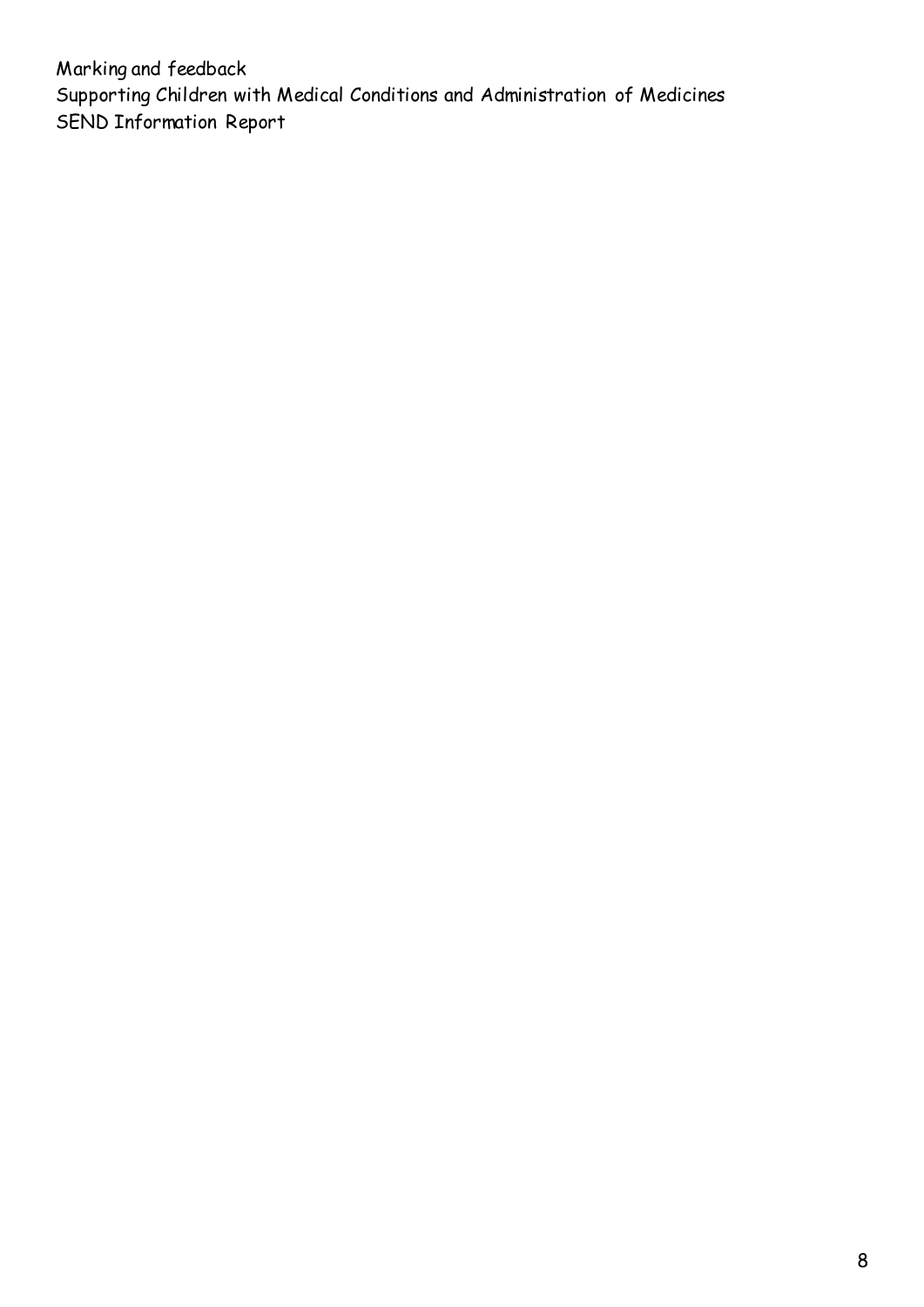Marking and feedback
Supporting Children with Medical Conditions and Administration of Medicines
SEND Information Report